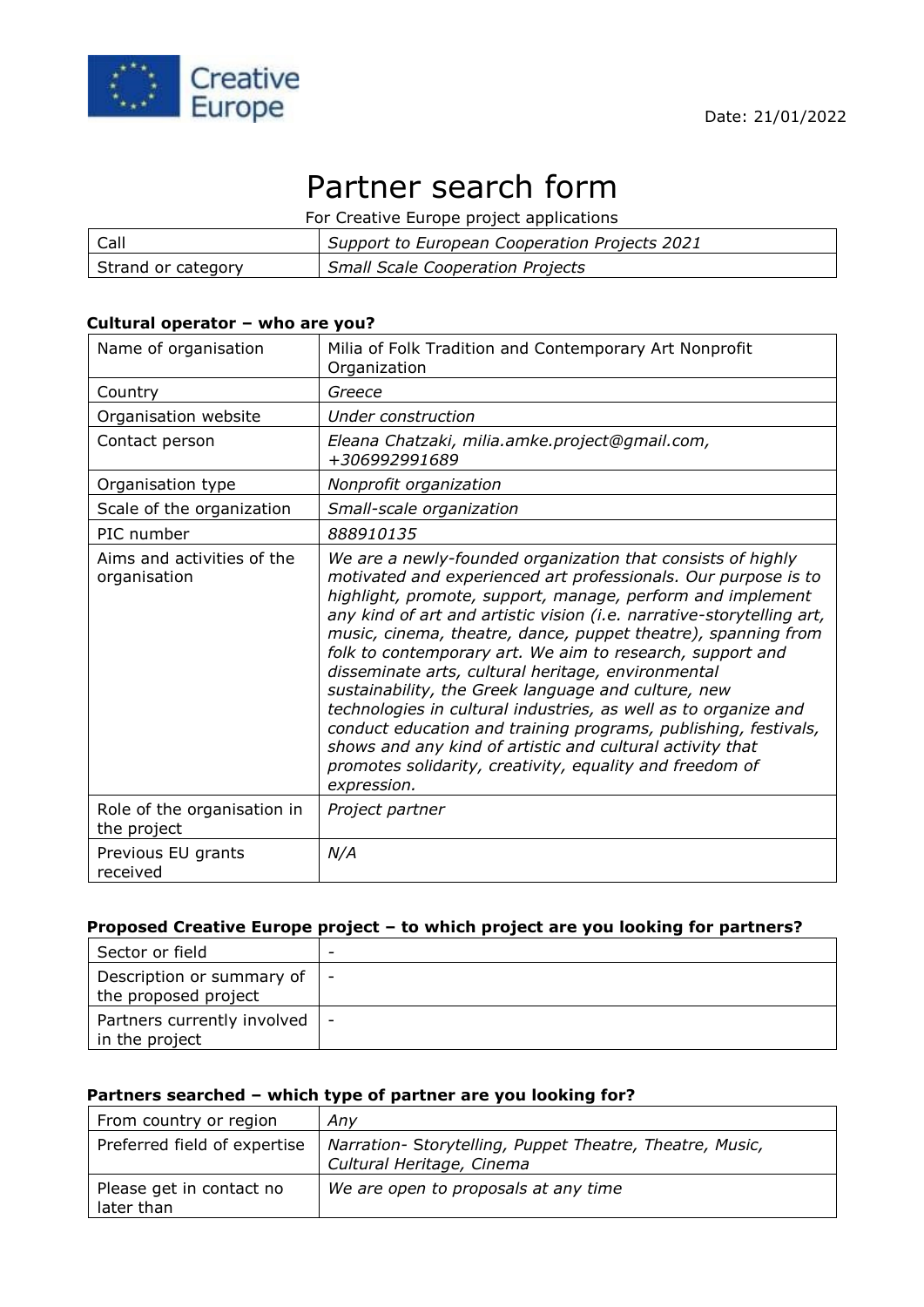Date: 21/01/2022

# Partner search form

For Creative Europe project applications

| Call | *Support to European Cooperation Projects 2021* |
|---|---|
| Strand or category | *Small Scale Cooperation Projects* |

### Cultural operator – who are you?

| Name of organisation | Milia of Folk Tradition and Contemporary Art Nonprofit Organization |
|---|---|
| Country | *Greece* |
| Organisation website | *Under construction* |
| Contact person | *Eleana Chatzaki, milia.amke.project@gmail.com, +306992991689* |
| Organisation type | *Nonprofit organization* |
| Scale of the organization | *Small-scale organization* |
| PIC number | *888910135* |
| Aims and activities of the organisation | *We are a newly-founded organization that consists of highly motivated and experienced art professionals. Our purpose is to highlight, promote, support, manage, perform and implement any kind of art and artistic vision (i.e. narrative-storytelling art, music, cinema, theatre, dance, puppet theatre), spanning from folk to contemporary art. We aim to research, support and disseminate arts, cultural heritage, environmental sustainability, the Greek language and culture, new technologies in cultural industries, as well as to organize and conduct education and training programs, publishing, festivals, shows and any kind of artistic and cultural activity that promotes solidarity, creativity, equality and freedom of expression.* |
| Role of the organisation in the project | *Project partner* |
| Previous EU grants received | *N/A* |

### Proposed Creative Europe project – to which project are you looking for partners?

| Sector or field | - |
|---|---|
| Description or summary of the proposed project | - |
| Partners currently involved in the project | - |

### Partners searched – which type of partner are you looking for?

| From country or region | *Any* |
|---|---|
| Preferred field of expertise | *Narration- Storytelling, Puppet Theatre, Theatre, Music, Cultural Heritage, Cinema* |
| Please get in contact no later than | *We are open to proposals at any time* |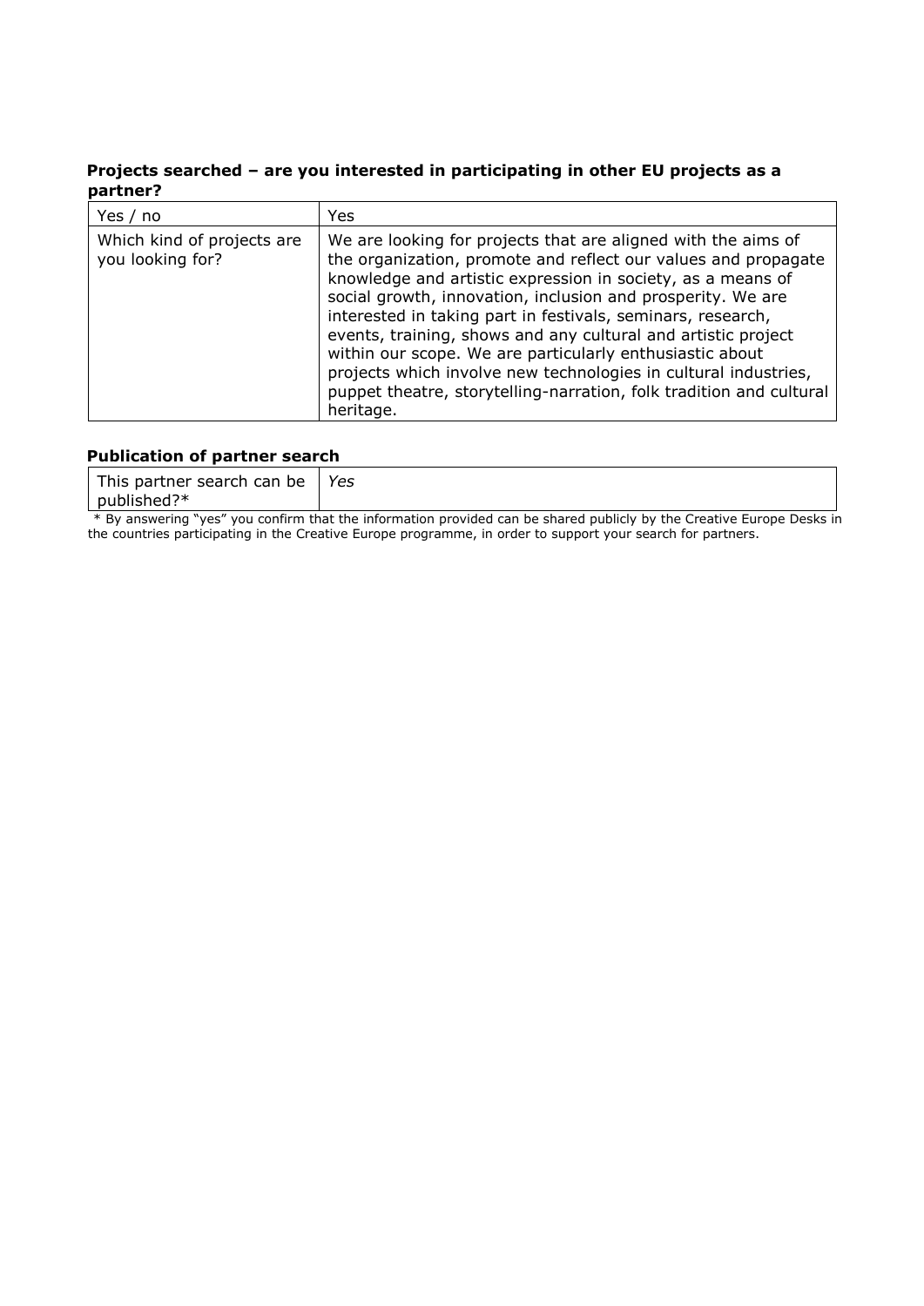**Projects searched – are you interested in participating in other EU projects as a partner?**

| | |
|---|---|
| Yes / no | Yes |
| Which kind of projects are you looking for? | We are looking for projects that are aligned with the aims of the organization, promote and reflect our values and propagate knowledge and artistic expression in society, as a means of social growth, innovation, inclusion and prosperity. We are interested in taking part in festivals, seminars, research, events, training, shows and any cultural and artistic project within our scope. We are particularly enthusiastic about projects which involve new technologies in cultural industries, puppet theatre, storytelling-narration, folk tradition and cultural heritage. |

**Publication of partner search**

| | |
|---|---|
| This partner search can be published?* | *Yes* |

\* By answering "yes" you confirm that the information provided can be shared publicly by the Creative Europe Desks in the countries participating in the Creative Europe programme, in order to support your search for partners.